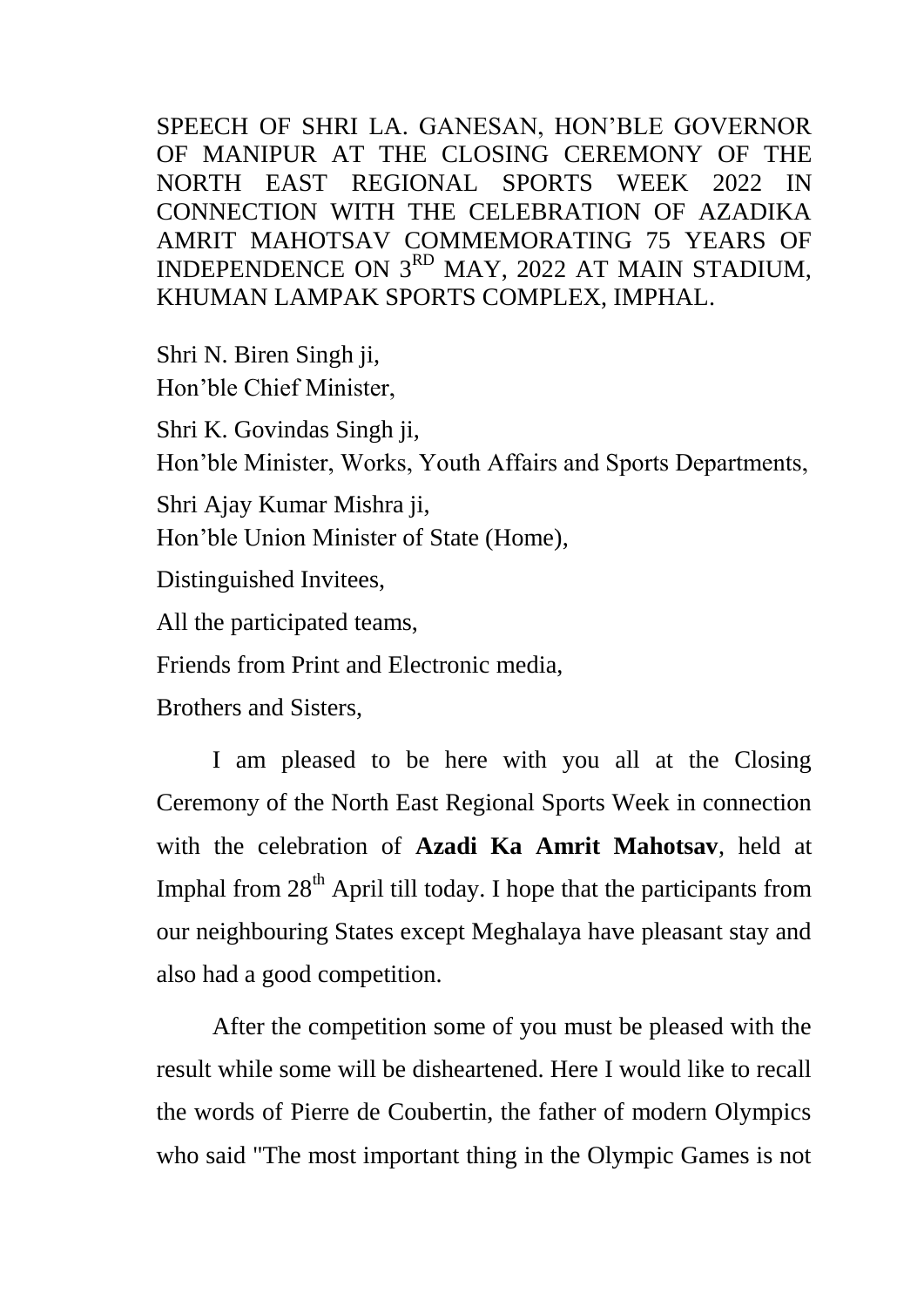SPEECH OF SHRI LA. GANESAN, HON'BLE GOVERNOR OF MANIPUR AT THE CLOSING CEREMONY OF THE NORTH EAST REGIONAL SPORTS WEEK 2022 IN CONNECTION WITH THE CELEBRATION OF AZADIKA AMRIT MAHOTSAV COMMEMORATING 75 YEARS OF INDEPENDENCE ON 3RD MAY, 2022 AT MAIN STADIUM, KHUMAN LAMPAK SPORTS COMPLEX, IMPHAL.

Shri N. Biren Singh ji,
Hon'ble Chief Minister,

Shri K. Govindas Singh ji,
Hon'ble Minister, Works, Youth Affairs and Sports Departments,

Shri Ajay Kumar Mishra ji,
Hon'ble Union Minister of State (Home),

Distinguished Invitees,

All the participated teams,

Friends from Print and Electronic media,

Brothers and Sisters,

I am pleased to be here with you all at the Closing Ceremony of the North East Regional Sports Week in connection with the celebration of **Azadi Ka Amrit Mahotsav**, held at Imphal from 28th April till today. I hope that the participants from our neighbouring States except Meghalaya have pleasant stay and also had a good competition.

After the competition some of you must be pleased with the result while some will be disheartened. Here I would like to recall the words of Pierre de Coubertin, the father of modern Olympics who said "The most important thing in the Olympic Games is not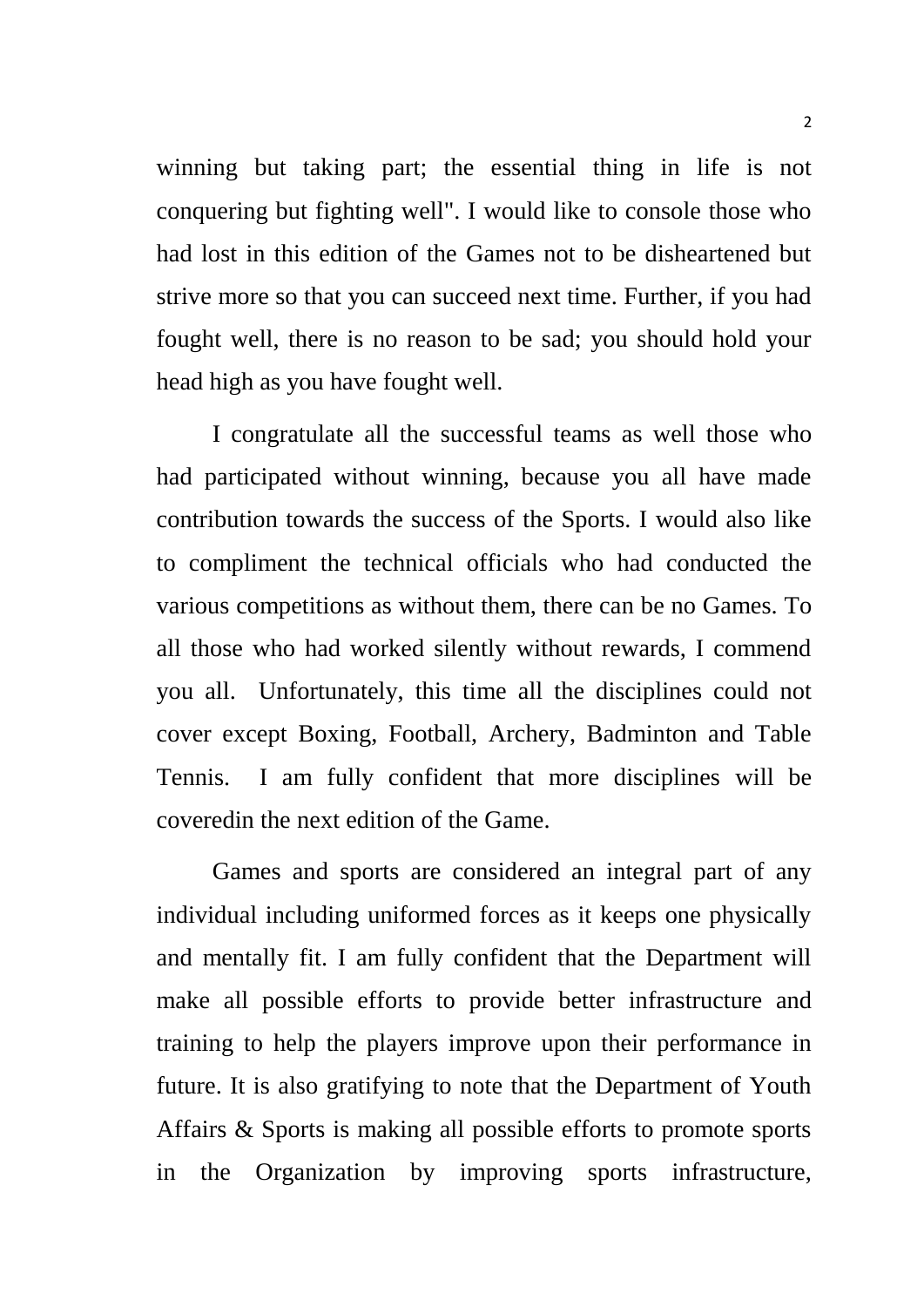winning but taking part; the essential thing in life is not conquering but fighting well". I would like to console those who had lost in this edition of the Games not to be disheartened but strive more so that you can succeed next time. Further, if you had fought well, there is no reason to be sad; you should hold your head high as you have fought well.

I congratulate all the successful teams as well those who had participated without winning, because you all have made contribution towards the success of the Sports. I would also like to compliment the technical officials who had conducted the various competitions as without them, there can be no Games. To all those who had worked silently without rewards, I commend you all. Unfortunately, this time all the disciplines could not cover except Boxing, Football, Archery, Badminton and Table Tennis. I am fully confident that more disciplines will be coveredin the next edition of the Game.

Games and sports are considered an integral part of any individual including uniformed forces as it keeps one physically and mentally fit. I am fully confident that the Department will make all possible efforts to provide better infrastructure and training to help the players improve upon their performance in future. It is also gratifying to note that the Department of Youth Affairs & Sports is making all possible efforts to promote sports in the Organization by improving sports infrastructure,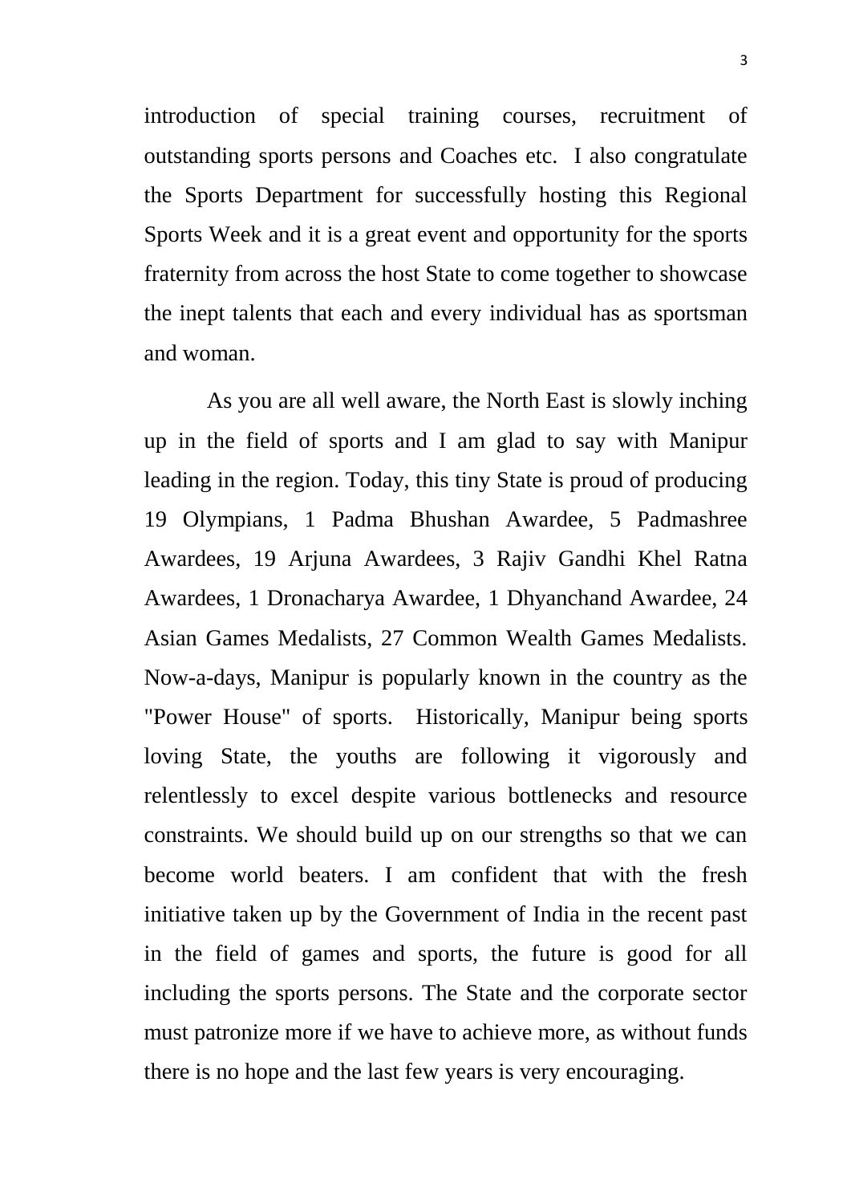introduction of special training courses, recruitment of outstanding sports persons and Coaches etc. I also congratulate the Sports Department for successfully hosting this Regional Sports Week and it is a great event and opportunity for the sports fraternity from across the host State to come together to showcase the inept talents that each and every individual has as sportsman and woman.

As you are all well aware, the North East is slowly inching up in the field of sports and I am glad to say with Manipur leading in the region. Today, this tiny State is proud of producing 19 Olympians, 1 Padma Bhushan Awardee, 5 Padmashree Awardees, 19 Arjuna Awardees, 3 Rajiv Gandhi Khel Ratna Awardees, 1 Dronacharya Awardee, 1 Dhyanchand Awardee, 24 Asian Games Medalists, 27 Common Wealth Games Medalists. Now-a-days, Manipur is popularly known in the country as the "Power House" of sports. Historically, Manipur being sports loving State, the youths are following it vigorously and relentlessly to excel despite various bottlenecks and resource constraints. We should build up on our strengths so that we can become world beaters. I am confident that with the fresh initiative taken up by the Government of India in the recent past in the field of games and sports, the future is good for all including the sports persons. The State and the corporate sector must patronize more if we have to achieve more, as without funds there is no hope and the last few years is very encouraging.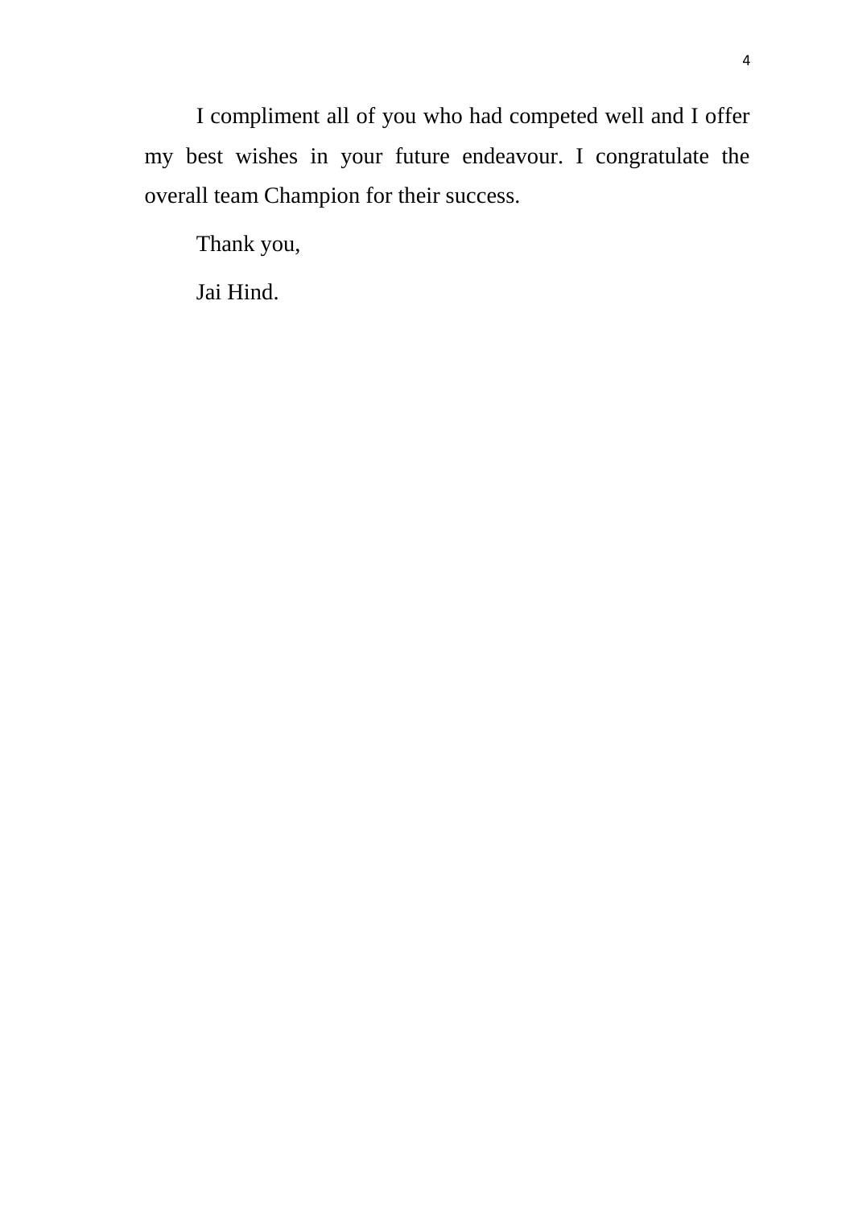I compliment all of you who had competed well and I offer my best wishes in your future endeavour. I congratulate the overall team Champion for their success.

Thank you,

Jai Hind.